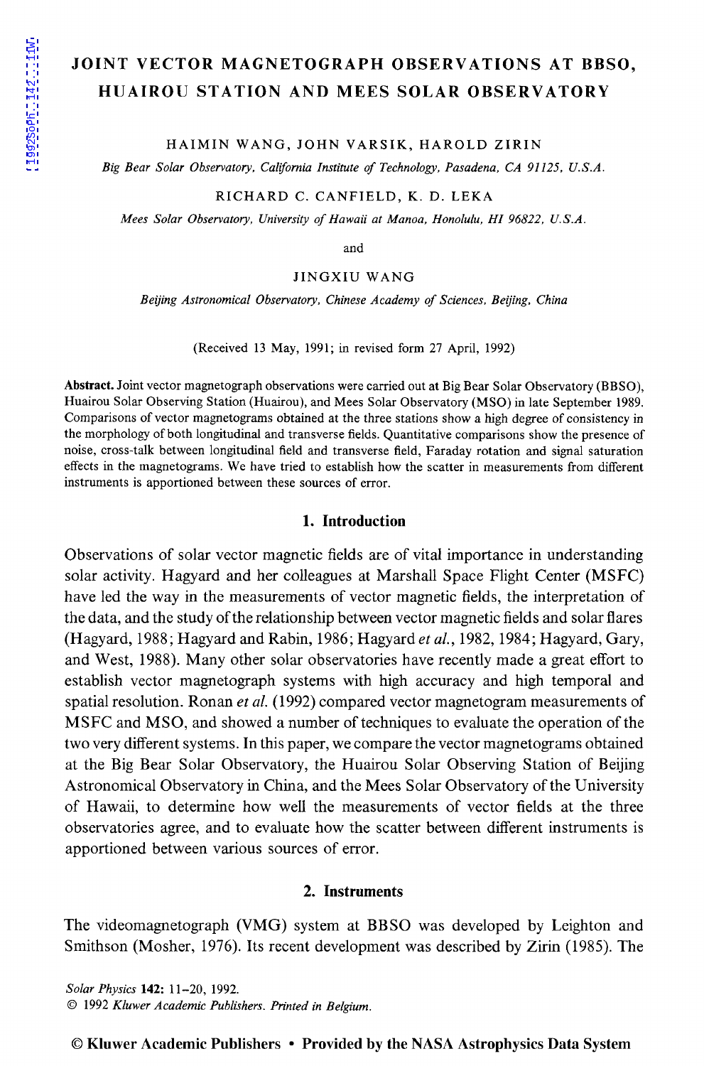# JOINT VECTOR MAGNETOGRAPH OBSERVATIONS AT BBSO, HUAIROU STATION AND MEES SOLAR OBSERVATORY

HAIMIN WANG, JOHN VARSIK, HAROLD ZIRIN

*Big Bear Solar Observatory, California Institute of Technology, Pasadena, CA 91125, U.S.A.*

RICHARD C. CANFIELD, K. D. LEKA

*Mees Solar Observatory, University of Hawaii at Manoa, Honolulu, HI 96822, U.S.A.*

and

JINGXIU WANG

*Beijing Astronomical Observatory, Chinese Academy of Sciences, Beijing, China*

(Received 13 May, 1991; in revised form 27 April, 1992)

**Abstract.** Joint vector magnetograph observations were carried out at Big Bear Solar Observatory (BBSO), Huairou Solar Observing Station (Huairou), and Mees Solar Observatory (MSO) in late September 1989. Comparisons of vector magnetograms obtained at the three stations show a high degree of consistency in the morphology of both longitudinal and transverse fields. Quantitative comparisons show the presence of noise, cross-talk between longitudinal field and transverse field, Faraday rotation and signal saturation effects in the magnetograms. We have tried to establish how the scatter in measurements from different instruments is apportioned between these sources of error.

## 1. Introduction

Observations of solar vector magnetic fields are of vital importance in understanding solar activity. Hagyard and her colleagues at Marshall Space Flight Center (MSFC) have led the way in the measurements of vector magnetic fields, the interpretation of the data, and the study of the relationship between vector magnetic fields and solar flares (Hagyard, 1988; Hagyard and Rabin, 1986; Hagyard *et al.*, 1982, 1984; Hagyard, Gary, and West, 1988). Many other solar observatories have recently made a great effort to establish vector magnetograph systems with high accuracy and high temporal and spatial resolution. Ronan *et al.* (1992) compared vector magnetogram measurements of MSFC and MSO, and showed a number of techniques to evaluate the operation of the two very different systems. In this paper, we compare the vector magnetograms obtained at the Big Bear Solar Observatory, the Huairou Solar Observing Station of Beijing Astronomical Observatory in China, and the Mees Solar Observatory of the University of Hawaii, to determine how well the measurements of vector fields at the three observatories agree, and to evaluate how the scatter between different instruments is apportioned between various sources of error.

## 2. Instruments

The videomagnetograph (VMG) system at BBSO was developed by Leighton and Smithson (Mosher, 1976). Its recent development was described by Zirin (1985). The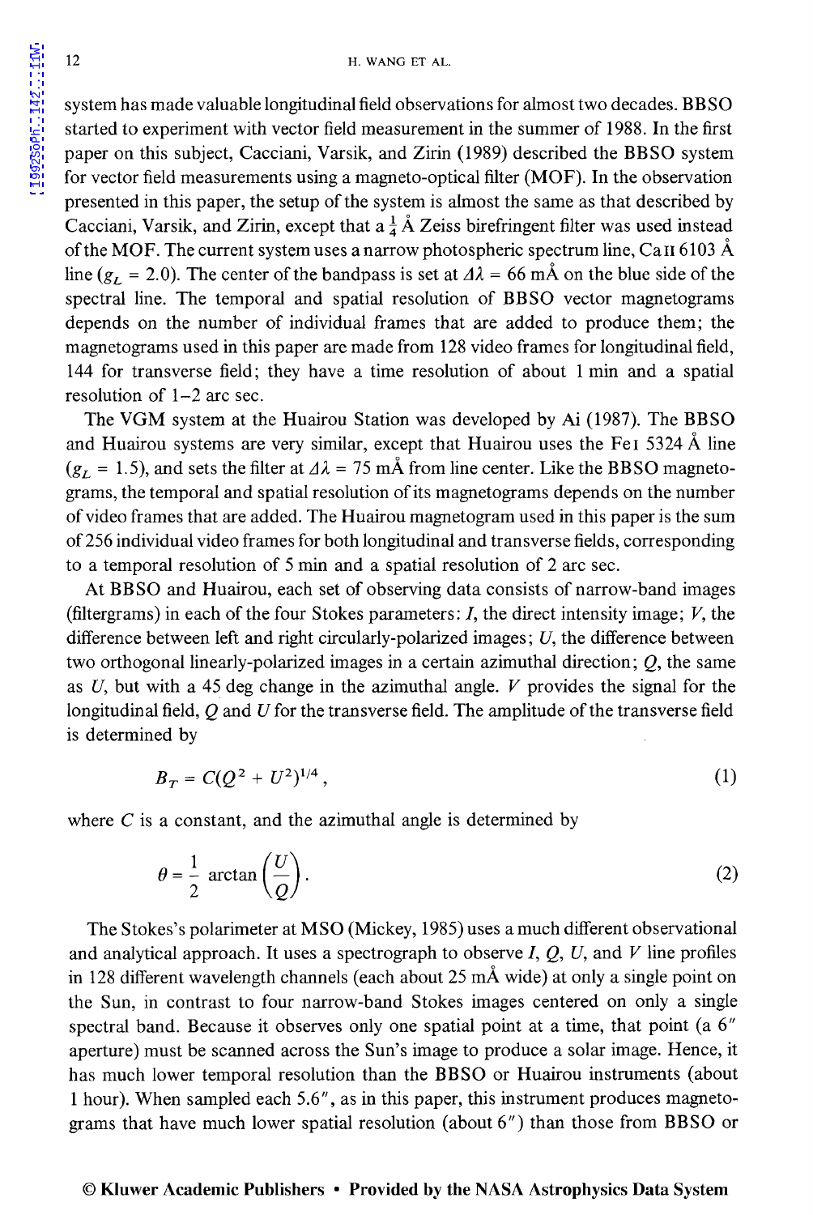system has made valuable longitudinal field observations for almost two decades. BBSO started to experiment with vector field measurement in the summer of 1988. In the first paper on this subject, Cacciani, Varsik, and Zirin (1989) described the BBSO system for vector field measurements using a magneto-optical filter (MOF). In the observation presented in this paper, the setup of the system is almost the same as that described by Cacciani, Varsik, and Zirin, except that a $\frac{1}{4}$ Å Zeiss birefringent filter was used instead of the MOF. The current system uses a narrow photospheric spectrum line, Ca II 6103 Å line ($g_L$ = 2.0). The center of the bandpass is set at $\Delta\lambda$ = 66 mÅ on the blue side of the spectral line. The temporal and spatial resolution of BBSO vector magnetograms depends on the number of individual frames that are added to produce them; the magnetograms used in this paper are made from 128 video frames for longitudinal field, 144 for transverse field; they have a time resolution of about 1 min and a spatial resolution of 1–2 arc sec.

The VGM system at the Huairou Station was developed by Ai (1987). The BBSO and Huairou systems are very similar, except that Huairou uses the Fe I 5324 Å line ($g_L$ = 1.5), and sets the filter at $\Delta\lambda$ = 75 mÅ from line center. Like the BBSO magnetograms, the temporal and spatial resolution of its magnetograms depends on the number of video frames that are added. The Huairou magnetogram used in this paper is the sum of 256 individual video frames for both longitudinal and transverse fields, corresponding to a temporal resolution of 5 min and a spatial resolution of 2 arc sec.

At BBSO and Huairou, each set of observing data consists of narrow-band images (filtergrams) in each of the four Stokes parameters: *I*, the direct intensity image; *V*, the difference between left and right circularly-polarized images; *U*, the difference between two orthogonal linearly-polarized images in a certain azimuthal direction; *Q*, the same as *U*, but with a 45 deg change in the azimuthal angle. *V* provides the signal for the longitudinal field, *Q* and *U* for the transverse field. The amplitude of the transverse field is determined by

$$B_T = C(Q^2 + U^2)^{1/4}, \tag{1}$$

where *C* is a constant, and the azimuthal angle is determined by

$$\theta = \frac{1}{2} \arctan\left(\frac{U}{Q}\right). \tag{2}$$

The Stokes's polarimeter at MSO (Mickey, 1985) uses a much different observational and analytical approach. It uses a spectrograph to observe *I*, *Q*, *U*, and *V* line profiles in 128 different wavelength channels (each about 25 mÅ wide) at only a single point on the Sun, in contrast to four narrow-band Stokes images centered on only a single spectral band. Because it observes only one spatial point at a time, that point (a 6″ aperture) must be scanned across the Sun's image to produce a solar image. Hence, it has much lower temporal resolution than the BBSO or Huairou instruments (about 1 hour). When sampled each 5.6″, as in this paper, this instrument produces magnetograms that have much lower spatial resolution (about 6″) than those from BBSO or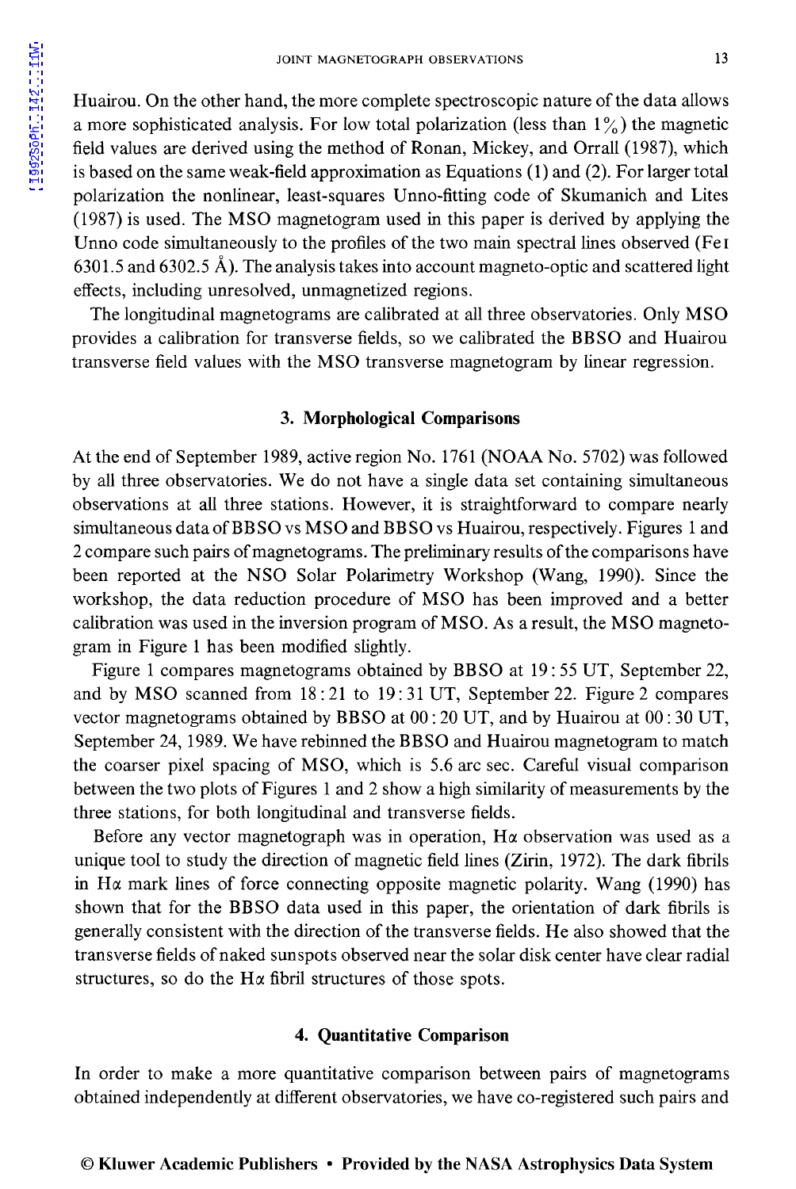Huairou. On the other hand, the more complete spectroscopic nature of the data allows a more sophisticated analysis. For low total polarization (less than 1%) the magnetic field values are derived using the method of Ronan, Mickey, and Orrall (1987), which is based on the same weak-field approximation as Equations (1) and (2). For larger total polarization the nonlinear, least-squares Unno-fitting code of Skumanich and Lites (1987) is used. The MSO magnetogram used in this paper is derived by applying the Unno code simultaneously to the profiles of the two main spectral lines observed (Fe I 6301.5 and 6302.5 Å). The analysis takes into account magneto-optic and scattered light effects, including unresolved, unmagnetized regions.

The longitudinal magnetograms are calibrated at all three observatories. Only MSO provides a calibration for transverse fields, so we calibrated the BBSO and Huairou transverse field values with the MSO transverse magnetogram by linear regression.

## 3. Morphological Comparisons

At the end of September 1989, active region No. 1761 (NOAA No. 5702) was followed by all three observatories. We do not have a single data set containing simultaneous observations at all three stations. However, it is straightforward to compare nearly simultaneous data of BBSO vs MSO and BBSO vs Huairou, respectively. Figures 1 and 2 compare such pairs of magnetograms. The preliminary results of the comparisons have been reported at the NSO Solar Polarimetry Workshop (Wang, 1990). Since the workshop, the data reduction procedure of MSO has been improved and a better calibration was used in the inversion program of MSO. As a result, the MSO magnetogram in Figure 1 has been modified slightly.

Figure 1 compares magnetograms obtained by BBSO at 19:55 UT, September 22, and by MSO scanned from 18:21 to 19:31 UT, September 22. Figure 2 compares vector magnetograms obtained by BBSO at 00:20 UT, and by Huairou at 00:30 UT, September 24, 1989. We have rebinned the BBSO and Huairou magnetogram to match the coarser pixel spacing of MSO, which is 5.6 arc sec. Careful visual comparison between the two plots of Figures 1 and 2 show a high similarity of measurements by the three stations, for both longitudinal and transverse fields.

Before any vector magnetograph was in operation, H$\alpha$ observation was used as a unique tool to study the direction of magnetic field lines (Zirin, 1972). The dark fibrils in H$\alpha$ mark lines of force connecting opposite magnetic polarity. Wang (1990) has shown that for the BBSO data used in this paper, the orientation of dark fibrils is generally consistent with the direction of the transverse fields. He also showed that the transverse fields of naked sunspots observed near the solar disk center have clear radial structures, so do the H$\alpha$ fibril structures of those spots.

## 4. Quantitative Comparison

In order to make a more quantitative comparison between pairs of magnetograms obtained independently at different observatories, we have co-registered such pairs and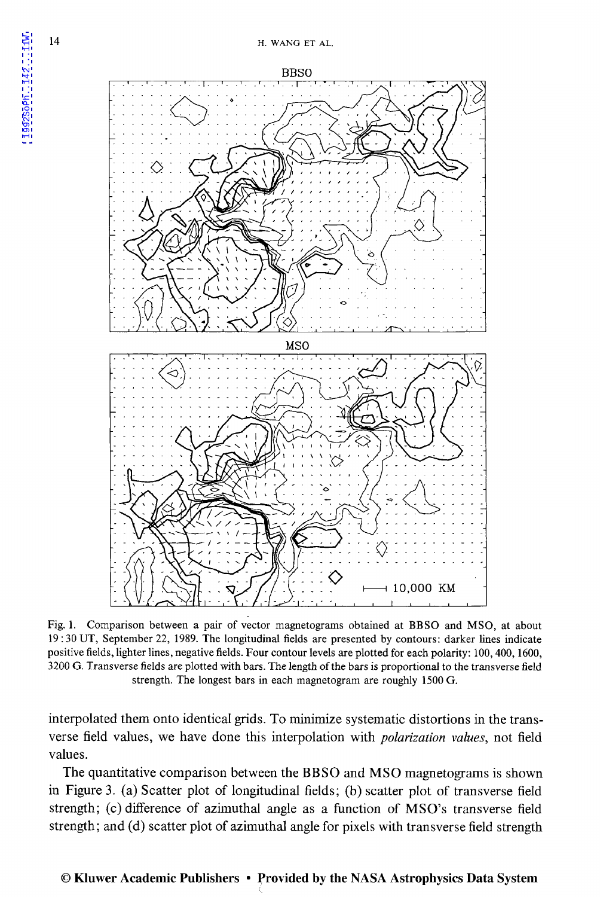BBSO

MSO

10,000 KM

Fig. 1. Comparison between a pair of vector magnetograms obtained at BBSO and MSO, at about 19 : 30 UT, September 22, 1989. The longitudinal fields are presented by contours: darker lines indicate positive fields, lighter lines, negative fields. Four contour levels are plotted for each polarity: 100, 400, 1600, 3200 G. Transverse fields are plotted with bars. The length of the bars is proportional to the transverse field strength. The longest bars in each magnetogram are roughly 1500 G.

interpolated them onto identical grids. To minimize systematic distortions in the transverse field values, we have done this interpolation with *polarization values*, not field values.

The quantitative comparison between the BBSO and MSO magnetograms is shown in Figure 3. (a) Scatter plot of longitudinal fields; (b) scatter plot of transverse field strength; (c) difference of azimuthal angle as a function of MSO's transverse field strength; and (d) scatter plot of azimuthal angle for pixels with transverse field strength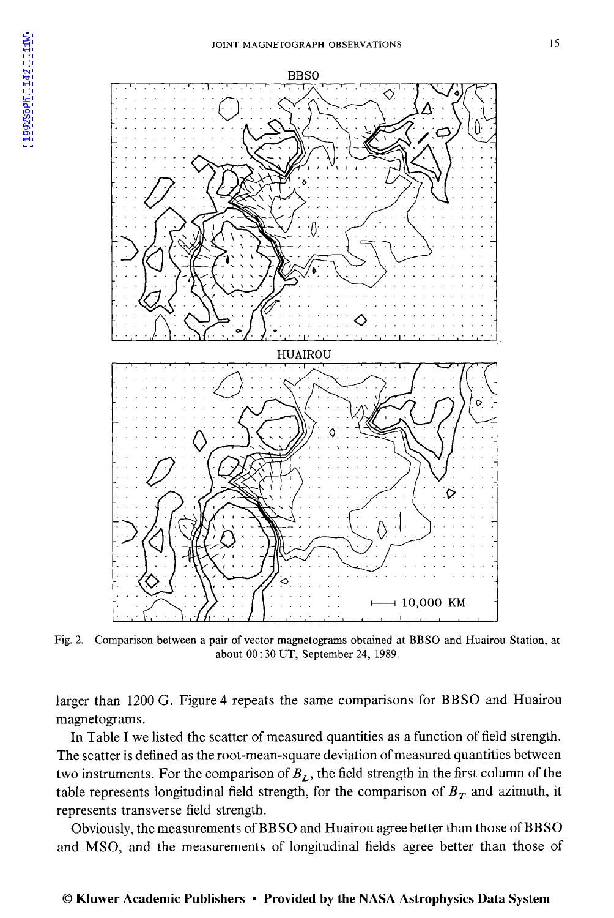Fig. 2. Comparison between a pair of vector magnetograms obtained at BBSO and Huairou Station, at about 00:30 UT, September 24, 1989.

larger than 1200 G. Figure 4 repeats the same comparisons for BBSO and Huairou magnetograms.

In Table I we listed the scatter of measured quantities as a function of field strength. The scatter is defined as the root-mean-square deviation of measured quantities between two instruments. For the comparison of $B_L$, the field strength in the first column of the table represents longitudinal field strength, for the comparison of $B_T$ and azimuth, it represents transverse field strength.

Obviously, the measurements of BBSO and Huairou agree better than those of BBSO and MSO, and the measurements of longitudinal fields agree better than those of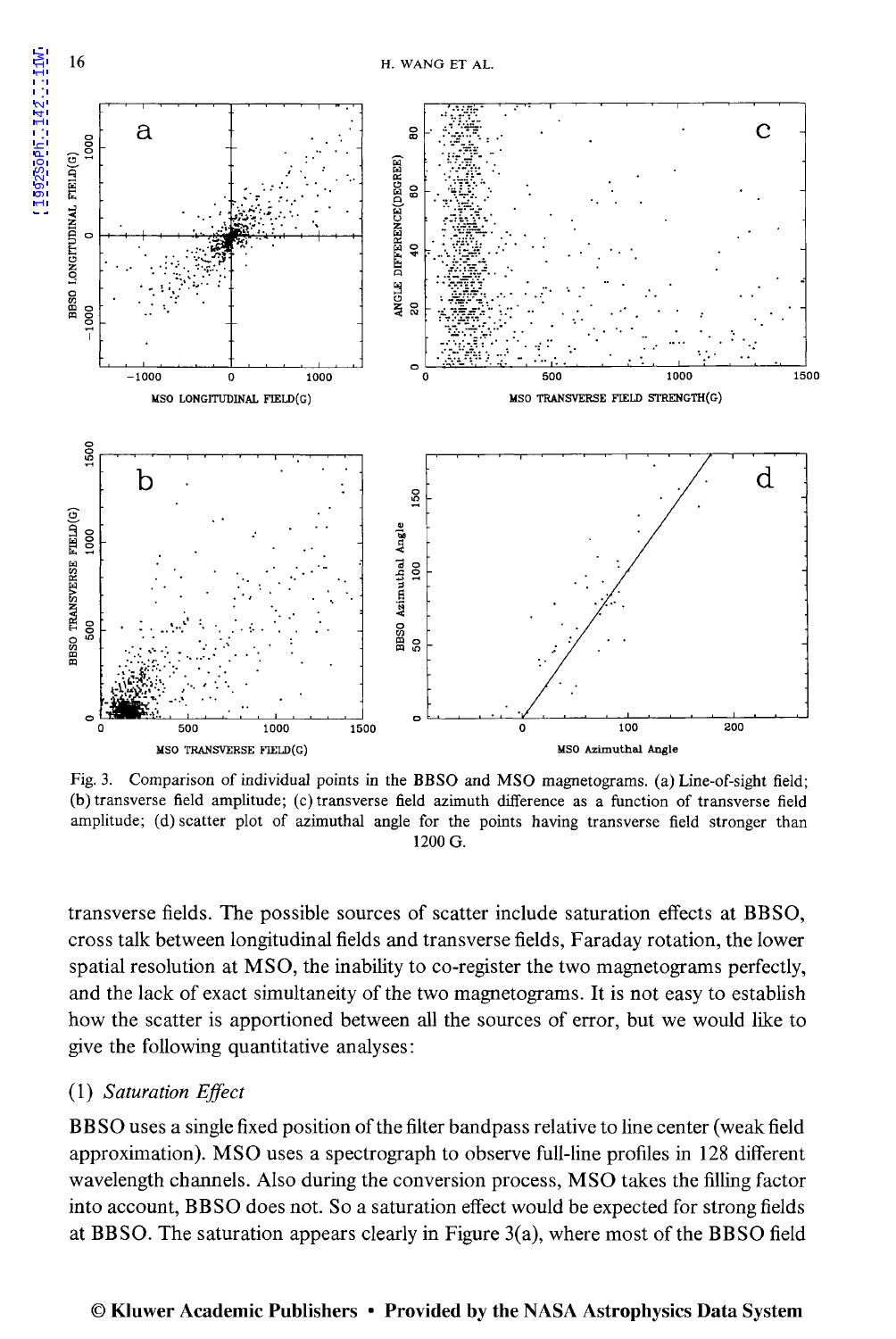a

BBSO LONGITUDINAL FIELD(G)

1000

0

−1000

−1000 0 1000

MSO LONGITUDINAL FIELD(G)

c

ANGLE DIFFERENCE(DEGREE)

80

60

40

20

0

0 500 1000 1500

MSO TRANSVERSE FIELD STRENGTH(G)

b

BBSO TRANSVERSE FIELD(G)

1500

1000

500

0

0 500 1000 1500

MSO TRANSVERSE FIELD(G)

d

BBSO Azimuthal Angle

150

100

50

0

0 100 200

MSO Azimuthal Angle

Fig. 3. Comparison of individual points in the BBSO and MSO magnetograms. (a) Line-of-sight field; (b) transverse field amplitude; (c) transverse field azimuth difference as a function of transverse field amplitude; (d) scatter plot of azimuthal angle for the points having transverse field stronger than 1200 G.

transverse fields. The possible sources of scatter include saturation effects at BBSO, cross talk between longitudinal fields and transverse fields, Faraday rotation, the lower spatial resolution at MSO, the inability to co-register the two magnetograms perfectly, and the lack of exact simultaneity of the two magnetograms. It is not easy to establish how the scatter is apportioned between all the sources of error, but we would like to give the following quantitative analyses:

(1) *Saturation Effect*

BBSO uses a single fixed position of the filter bandpass relative to line center (weak field approximation). MSO uses a spectrograph to observe full-line profiles in 128 different wavelength channels. Also during the conversion process, MSO takes the filling factor into account, BBSO does not. So a saturation effect would be expected for strong fields at BBSO. The saturation appears clearly in Figure 3(a), where most of the BBSO field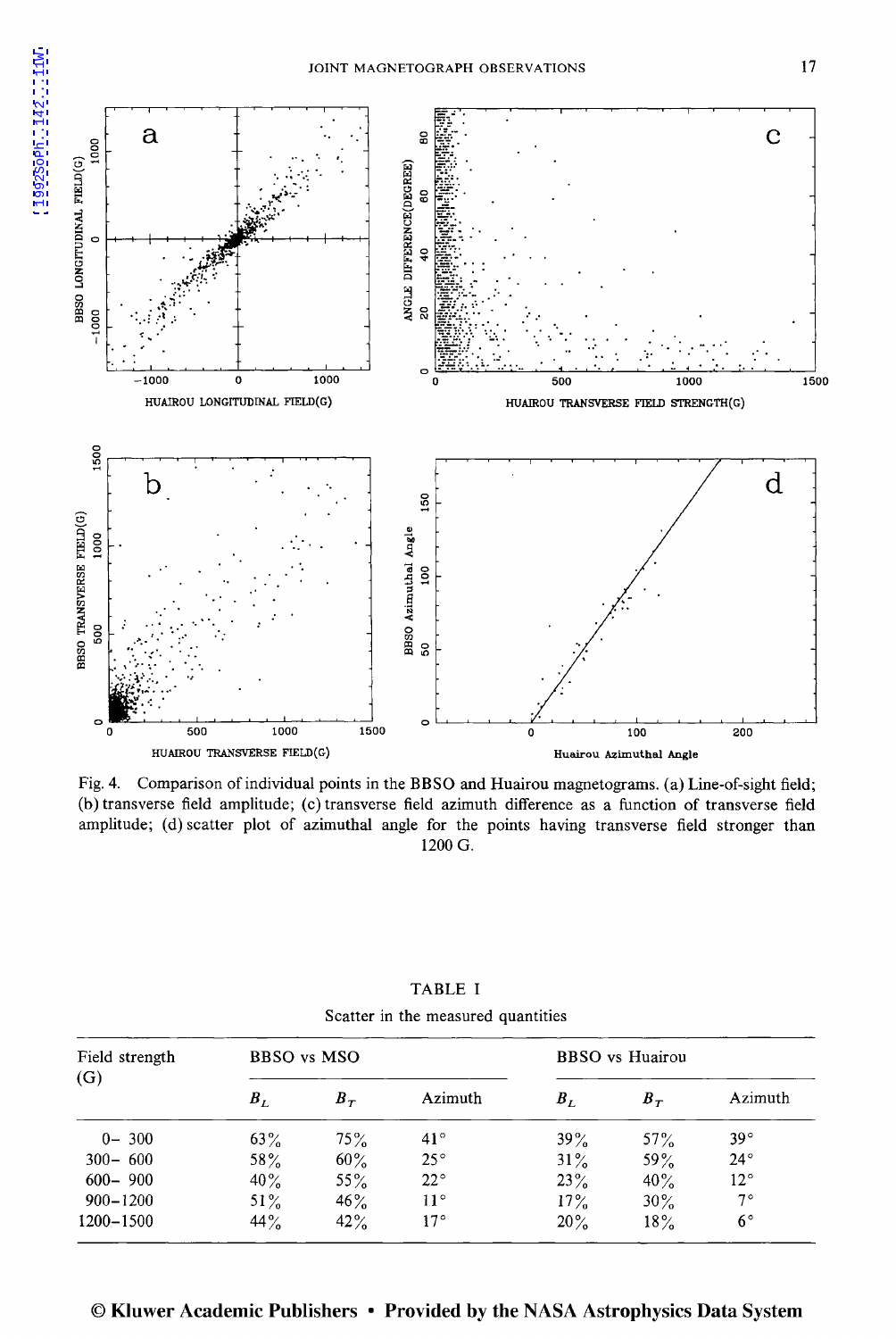a

BBSO LONGITUDINAL FIELD(G)

1000

0

−1000

−1000

0

1000

HUAIROU LONGITUDINAL FIELD(G)

c

ANGLE DIFFERENCE(DEGREE)

80

60

40

20

0

0

500

1000

1500

HUAIROU TRANSVERSE FIELD STRENGTH(G)

b

BBSO TRANSVERSE FIELD(G)

1500

1000

500

0

0

500

1000

1500

HUAIROU TRANSVERSE FIELD(G)

d

BBSO Azimuthal Angle

150

100

50

0

0

100

200

Huairou Azimuthal Angle

Fig. 4. Comparison of individual points in the BBSO and Huairou magnetograms. (a) Line-of-sight field; (b) transverse field amplitude; (c) transverse field azimuth difference as a function of transverse field amplitude; (d) scatter plot of azimuthal angle for the points having transverse field stronger than 1200 G.

TABLE I

Scatter in the measured quantities

| Field strength (G) | BBSO vs MSO | | | BBSO vs Huairou | | |
|---|---|---|---|---|---|---|
| | $B_L$ | $B_T$ | Azimuth | $B_L$ | $B_T$ | Azimuth |
| 0– 300 | 63% | 75% | 41° | 39% | 57% | 39° |
| 300– 600 | 58% | 60% | 25° | 31% | 59% | 24° |
| 600– 900 | 40% | 55% | 22° | 23% | 40% | 12° |
| 900–1200 | 51% | 46% | 11° | 17% | 30% | 7° |
| 1200–1500 | 44% | 42% | 17° | 20% | 18% | 6° |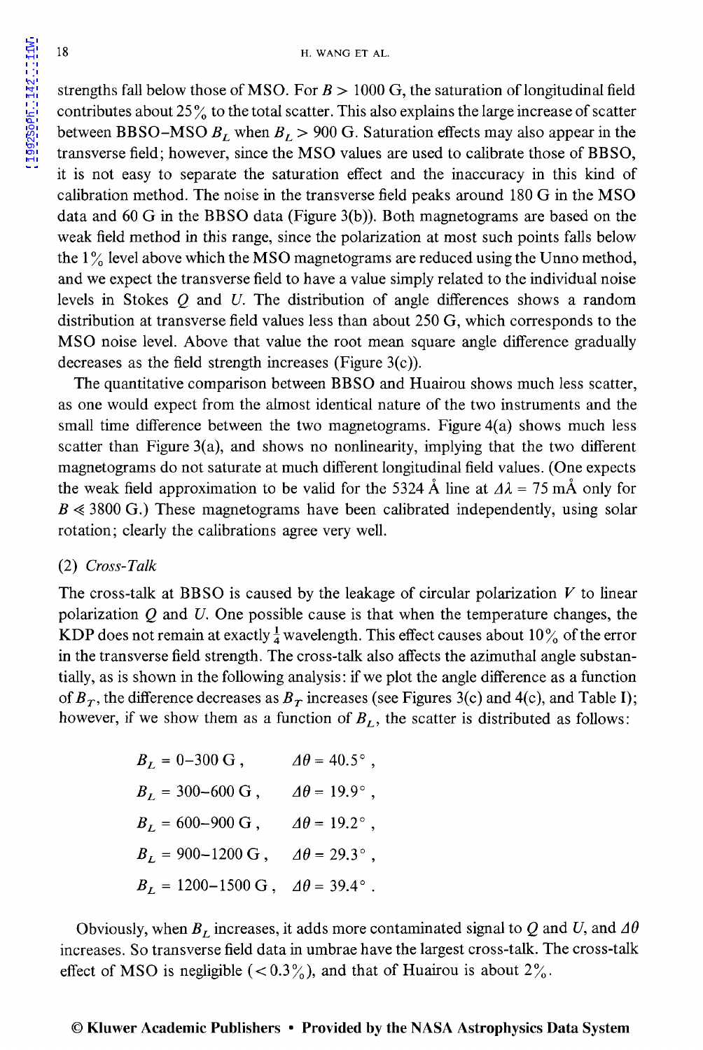strengths fall below those of MSO. For $B > 1000$ G, the saturation of longitudinal field contributes about 25% to the total scatter. This also explains the large increase of scatter between BBSO–MSO $B_L$ when $B_L > 900$ G. Saturation effects may also appear in the transverse field; however, since the MSO values are used to calibrate those of BBSO, it is not easy to separate the saturation effect and the inaccuracy in this kind of calibration method. The noise in the transverse field peaks around 180 G in the MSO data and 60 G in the BBSO data (Figure 3(b)). Both magnetograms are based on the weak field method in this range, since the polarization at most such points falls below the 1% level above which the MSO magnetograms are reduced using the Unno method, and we expect the transverse field to have a value simply related to the individual noise levels in Stokes $Q$ and $U$. The distribution of angle differences shows a random distribution at transverse field values less than about 250 G, which corresponds to the MSO noise level. Above that value the root mean square angle difference gradually decreases as the field strength increases (Figure 3(c)).

The quantitative comparison between BBSO and Huairou shows much less scatter, as one would expect from the almost identical nature of the two instruments and the small time difference between the two magnetograms. Figure 4(a) shows much less scatter than Figure 3(a), and shows no nonlinearity, implying that the two different magnetograms do not saturate at much different longitudinal field values. (One expects the weak field approximation to be valid for the 5324 Å line at $\Delta\lambda = 75$ mÅ only for $B \ll 3800$ G.) These magnetograms have been calibrated independently, using solar rotation; clearly the calibrations agree very well.

(2) *Cross-Talk*

The cross-talk at BBSO is caused by the leakage of circular polarization $V$ to linear polarization $Q$ and $U$. One possible cause is that when the temperature changes, the KDP does not remain at exactly $\frac{1}{4}$ wavelength. This effect causes about 10% of the error in the transverse field strength. The cross-talk also affects the azimuthal angle substantially, as is shown in the following analysis: if we plot the angle difference as a function of $B_T$, the difference decreases as $B_T$ increases (see Figures 3(c) and 4(c), and Table I); however, if we show them as a function of $B_L$, the scatter is distributed as follows:

$$B_L = 0\text{–}300\ \text{G}, \quad \Delta\theta = 40.5°,$$

$$B_L = 300\text{–}600\ \text{G}, \quad \Delta\theta = 19.9°,$$

$$B_L = 600\text{–}900\ \text{G}, \quad \Delta\theta = 19.2°,$$

$$B_L = 900\text{–}1200\ \text{G}, \quad \Delta\theta = 29.3°,$$

$$B_L = 1200\text{–}1500\ \text{G}, \quad \Delta\theta = 39.4°.$$

Obviously, when $B_L$ increases, it adds more contaminated signal to $Q$ and $U$, and $\Delta\theta$ increases. So transverse field data in umbrae have the largest cross-talk. The cross-talk effect of MSO is negligible ($< 0.3\%$), and that of Huairou is about 2%.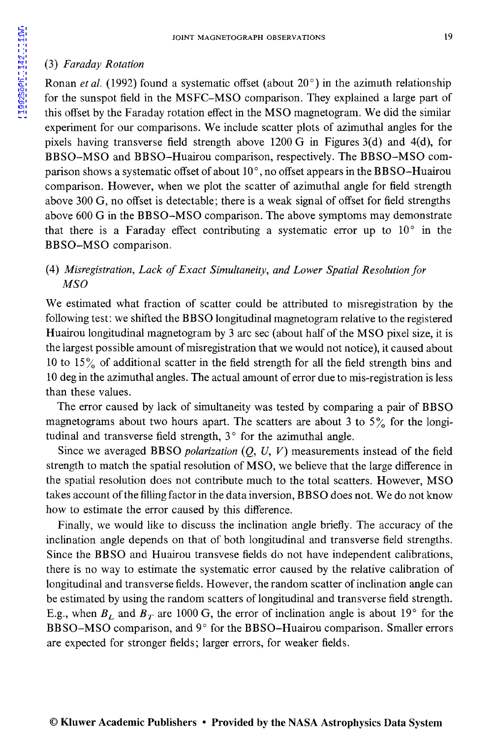### (3) *Faraday Rotation*

Ronan *et al.* (1992) found a systematic offset (about 20°) in the azimuth relationship for the sunspot field in the MSFC–MSO comparison. They explained a large part of this offset by the Faraday rotation effect in the MSO magnetogram. We did the similar experiment for our comparisons. We include scatter plots of azimuthal angles for the pixels having transverse field strength above 1200 G in Figures 3(d) and 4(d), for BBSO–MSO and BBSO–Huairou comparison, respectively. The BBSO–MSO comparison shows a systematic offset of about 10°, no offset appears in the BBSO–Huairou comparison. However, when we plot the scatter of azimuthal angle for field strength above 300 G, no offset is detectable; there is a weak signal of offset for field strengths above 600 G in the BBSO–MSO comparison. The above symptoms may demonstrate that there is a Faraday effect contributing a systematic error up to 10° in the BBSO–MSO comparison.

### (4) *Misregistration, Lack of Exact Simultaneity, and Lower Spatial Resolution for MSO*

We estimated what fraction of scatter could be attributed to misregistration by the following test: we shifted the BBSO longitudinal magnetogram relative to the registered Huairou longitudinal magnetogram by 3 arc sec (about half of the MSO pixel size, it is the largest possible amount of misregistration that we would not notice), it caused about 10 to 15% of additional scatter in the field strength for all the field strength bins and 10 deg in the azimuthal angles. The actual amount of error due to mis-registration is less than these values.

The error caused by lack of simultaneity was tested by comparing a pair of BBSO magnetograms about two hours apart. The scatters are about 3 to 5% for the longitudinal and transverse field strength, 3° for the azimuthal angle.

Since we averaged BBSO *polarization* ($Q$, $U$, $V$) measurements instead of the field strength to match the spatial resolution of MSO, we believe that the large difference in the spatial resolution does not contribute much to the total scatters. However, MSO takes account of the filling factor in the data inversion, BBSO does not. We do not know how to estimate the error caused by this difference.

Finally, we would like to discuss the inclination angle briefly. The accuracy of the inclination angle depends on that of both longitudinal and transverse field strengths. Since the BBSO and Huairou transvese fields do not have independent calibrations, there is no way to estimate the systematic error caused by the relative calibration of longitudinal and transverse fields. However, the random scatter of inclination angle can be estimated by using the random scatters of longitudinal and transverse field strength. E.g., when $B_L$ and $B_T$ are 1000 G, the error of inclination angle is about 19° for the BBSO–MSO comparison, and 9° for the BBSO–Huairou comparison. Smaller errors are expected for stronger fields; larger errors, for weaker fields.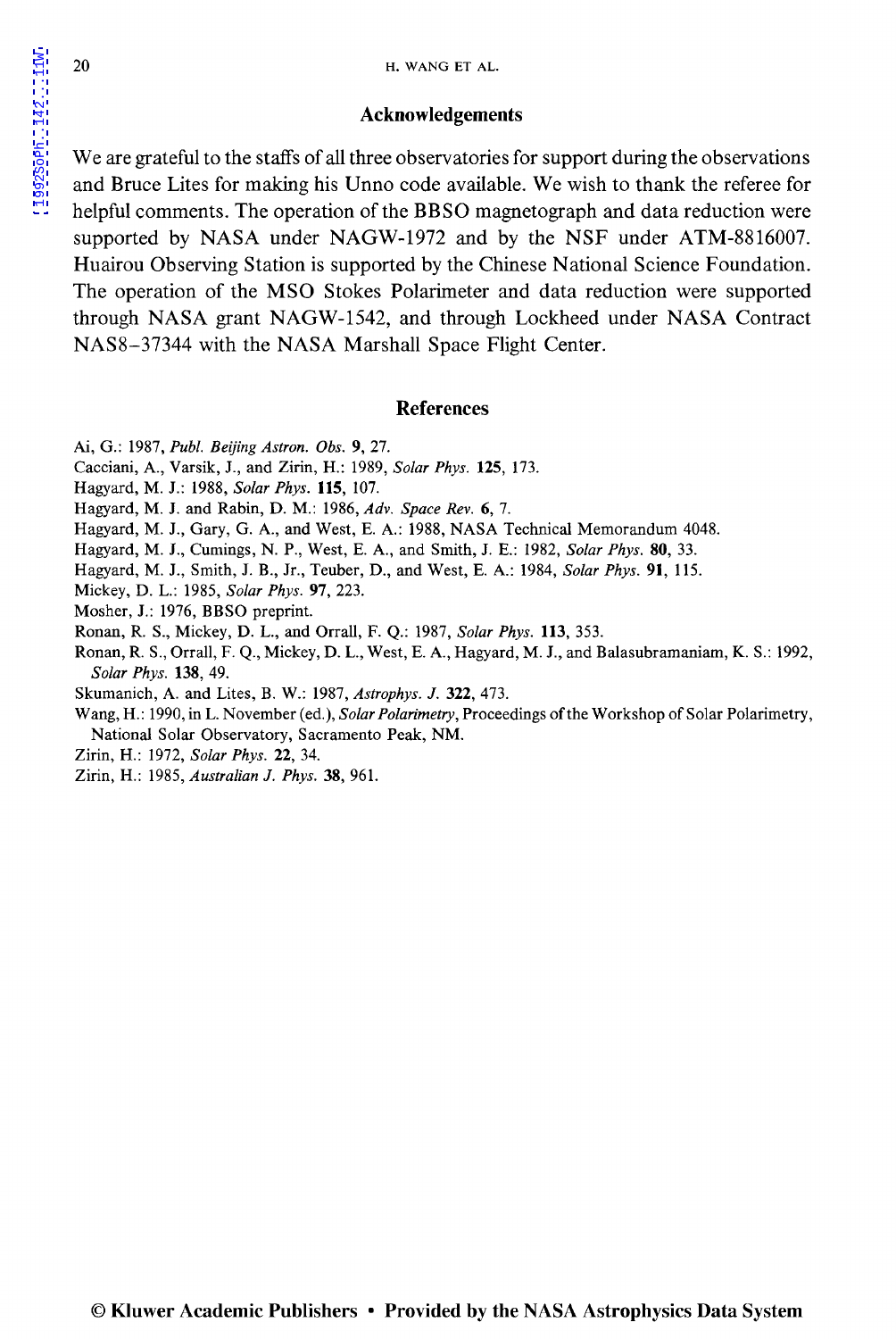## Acknowledgements

We are grateful to the staffs of all three observatories for support during the observations and Bruce Lites for making his Unno code available. We wish to thank the referee for helpful comments. The operation of the BBSO magnetograph and data reduction were supported by NASA under NAGW-1972 and by the NSF under ATM-8816007. Huairou Observing Station is supported by the Chinese National Science Foundation. The operation of the MSO Stokes Polarimeter and data reduction were supported through NASA grant NAGW-1542, and through Lockheed under NASA Contract NAS8–37344 with the NASA Marshall Space Flight Center.

## References

Ai, G.: 1987, *Publ. Beijing Astron. Obs.* **9**, 27.

Cacciani, A., Varsik, J., and Zirin, H.: 1989, *Solar Phys.* **125**, 173.

Hagyard, M. J.: 1988, *Solar Phys.* **115**, 107.

Hagyard, M. J. and Rabin, D. M.: 1986, *Adv. Space Rev.* **6**, 7.

Hagyard, M. J., Gary, G. A., and West, E. A.: 1988, NASA Technical Memorandum 4048.

Hagyard, M. J., Cumings, N. P., West, E. A., and Smith, J. E.: 1982, *Solar Phys.* **80**, 33.

Hagyard, M. J., Smith, J. B., Jr., Teuber, D., and West, E. A.: 1984, *Solar Phys.* **91**, 115.

Mickey, D. L.: 1985, *Solar Phys.* **97**, 223.

Mosher, J.: 1976, BBSO preprint.

Ronan, R. S., Mickey, D. L., and Orrall, F. Q.: 1987, *Solar Phys.* **113**, 353.

Ronan, R. S., Orrall, F. Q., Mickey, D. L., West, E. A., Hagyard, M. J., and Balasubramaniam, K. S.: 1992, *Solar Phys.* **138**, 49.

Skumanich, A. and Lites, B. W.: 1987, *Astrophys. J.* **322**, 473.

Wang, H.: 1990, in L. November (ed.), *Solar Polarimetry*, Proceedings of the Workshop of Solar Polarimetry, National Solar Observatory, Sacramento Peak, NM.

Zirin, H.: 1972, *Solar Phys.* **22**, 34.

Zirin, H.: 1985, *Australian J. Phys.* **38**, 961.